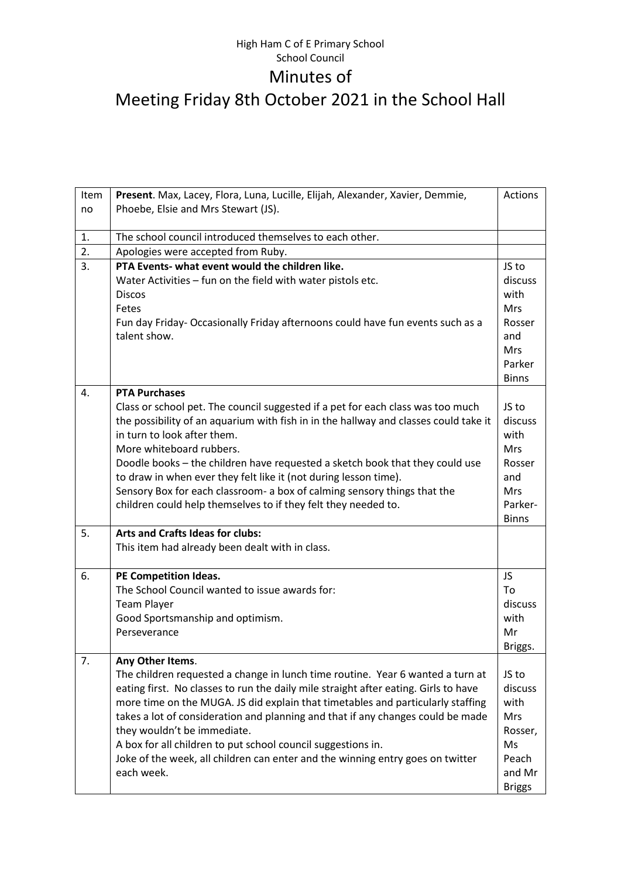High Ham C of E Primary School
School Council

# Minutes of
# Meeting Friday 8th October 2021 in the School Hall

| Item no | **Present**. Max, Lacey, Flora, Luna, Lucille, Elijah, Alexander, Xavier, Demmie, Phoebe, Elsie and Mrs Stewart (JS). | Actions |
|---|---|---|
| 1. | The school council introduced themselves to each other. | |
| 2. | Apologies were accepted from Ruby. | |
| 3. | **PTA Events- what event would the children like.**<br>Water Activities – fun on the field with water pistols etc.<br>Discos<br>Fetes<br>Fun day Friday- Occasionally Friday afternoons could have fun events such as a talent show. | JS to discuss with Mrs Rosser and Mrs Parker Binns |
| 4. | **PTA Purchases**<br>Class or school pet. The council suggested if a pet for each class was too much the possibility of an aquarium with fish in in the hallway and classes could take it in turn to look after them.<br>More whiteboard rubbers.<br>Doodle books – the children have requested a sketch book that they could use to draw in when ever they felt like it (not during lesson time).<br>Sensory Box for each classroom- a box of calming sensory things that the children could help themselves to if they felt they needed to. | JS to discuss with Mrs Rosser and Mrs Parker-Binns |
| 5. | **Arts and Crafts Ideas for clubs:**<br>This item had already been dealt with in class. | |
| 6. | **PE Competition Ideas.**<br>The School Council wanted to issue awards for:<br>Team Player<br>Good Sportsmanship and optimism.<br>Perseverance | JS To discuss with Mr Briggs. |
| 7. | **Any Other Items**.<br>The children requested a change in lunch time routine. Year 6 wanted a turn at eating first. No classes to run the daily mile straight after eating. Girls to have more time on the MUGA. JS did explain that timetables and particularly staffing takes a lot of consideration and planning and that if any changes could be made they wouldn't be immediate.<br>A box for all children to put school council suggestions in.<br>Joke of the week, all children can enter and the winning entry goes on twitter each week. | JS to discuss with Mrs Rosser, Ms Peach and Mr Briggs |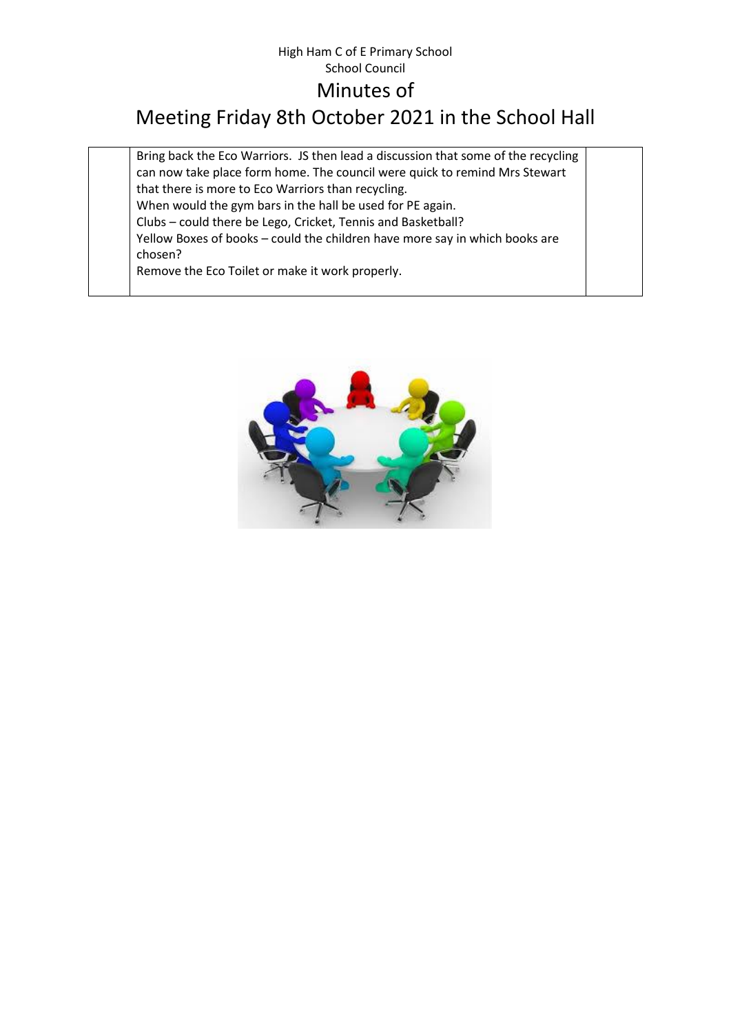High Ham C of E Primary School
School Council

# Minutes of

# Meeting Friday 8th October 2021 in the School Hall

| | | |
|---|---|---|
| | Bring back the Eco Warriors. JS then lead a discussion that some of the recycling can now take place form home. The council were quick to remind Mrs Stewart that there is more to Eco Warriors than recycling.<br>When would the gym bars in the hall be used for PE again.<br>Clubs – could there be Lego, Cricket, Tennis and Basketball?<br>Yellow Boxes of books – could the children have more say in which books are chosen?<br>Remove the Eco Toilet or make it work properly. | |